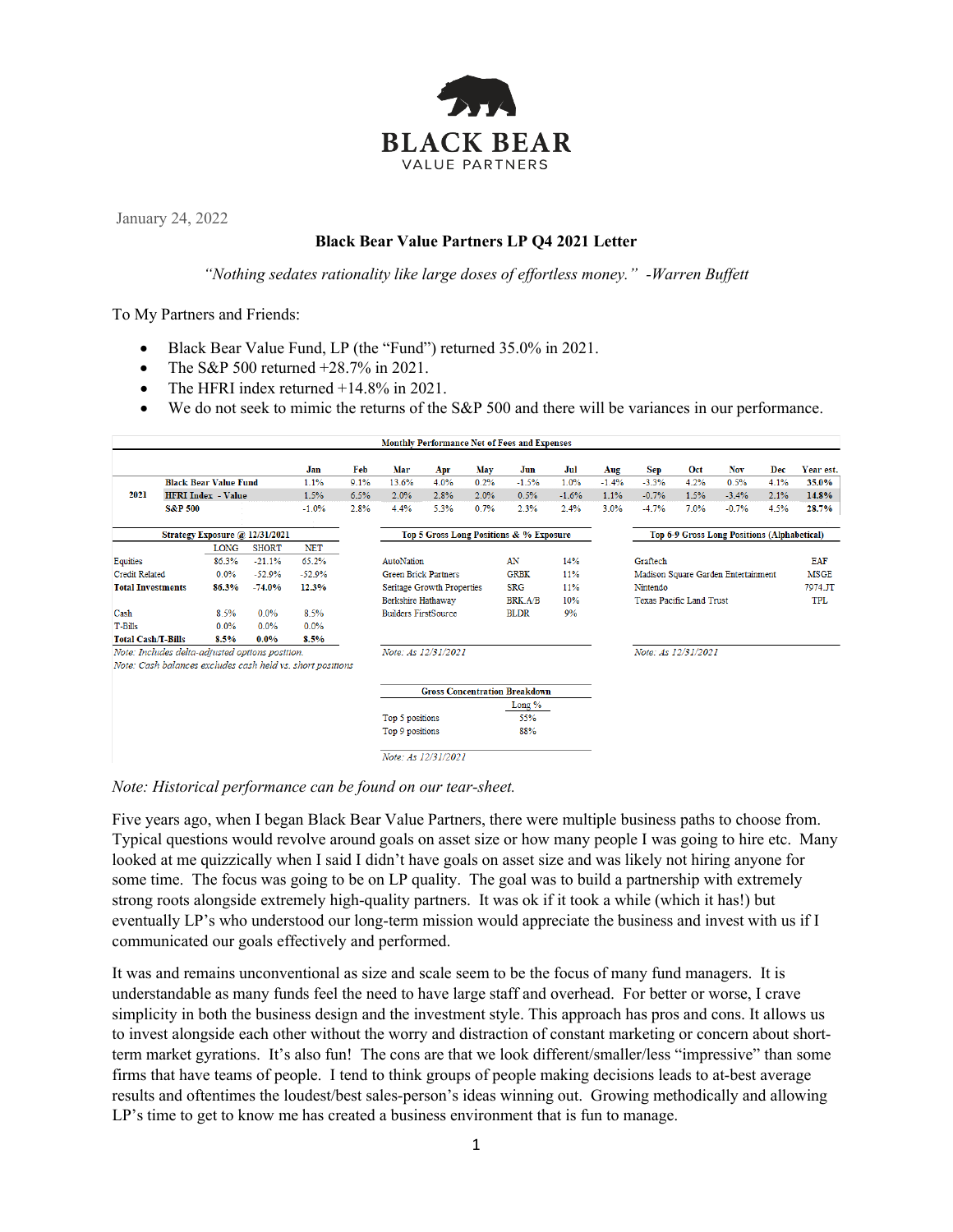# BLACK BEAR

VALUE PARTNERS

January 24, 2022

**Black Bear Value Partners LP Q4 2021 Letter**

*"Nothing sedates rationality like large doses of effortless money." -Warren Buffett*

To My Partners and Friends:

- Black Bear Value Fund, LP (the "Fund") returned 35.0% in 2021.
- The S&P 500 returned +28.7% in 2021.
- The HFRI index returned +14.8% in 2021.
- We do not seek to mimic the returns of the S&P 500 and there will be variances in our performance.

**Monthly Performance Net of Fees and Expenses**

| | | Jan | Feb | Mar | Apr | May | Jun | Jul | Aug | Sep | Oct | Nov | Dec | Year est. |
|---|---|---|---|---|---|---|---|---|---|---|---|---|---|---|
| 2021 | Black Bear Value Fund | 1.1% | 9.1% | 13.6% | 4.0% | 0.2% | -1.5% | 1.0% | -1.4% | -3.3% | 4.2% | 0.5% | 4.1% | 35.0% |
| | HFRI Index - Value | 1.5% | 6.5% | 2.0% | 2.8% | 2.0% | 0.5% | -1.6% | 1.1% | -0.7% | 1.5% | -3.4% | 2.1% | 14.8% |
| | S&P 500 | -1.0% | 2.8% | 4.4% | 5.3% | 0.7% | 2.3% | 2.4% | 3.0% | -4.7% | 7.0% | -0.7% | 4.5% | 28.7% |

**Strategy Exposure @ 12/31/2021**

| | LONG | SHORT | NET |
|---|---|---|---|
| Equities | 86.3% | -21.1% | 65.2% |
| Credit Related | 0.0% | -52.9% | -52.9% |
| **Total Investments** | **86.3%** | **-74.0%** | **12.3%** |
| Cash | 8.5% | 0.0% | 8.5% |
| T-Bills | 0.0% | 0.0% | 0.0% |
| **Total Cash/T-Bills** | **8.5%** | **0.0%** | **8.5%** |

*Note: Includes delta-adjusted options position.*
*Note: Cash balances excludes cash held vs. short positions*

**Top 5 Gross Long Positions & % Exposure**

| | | |
|---|---|---|
| AutoNation | AN | 14% |
| Green Brick Partners | GRBK | 11% |
| Seritage Growth Properties | SRG | 11% |
| Berkshire Hathaway | BRK.A/B | 10% |
| Builders FirstSource | BLDR | 9% |

*Note: As 12/31/2021*

**Top 6-9 Gross Long Positions (Alphabetical)**

| | |
|---|---|
| Graftech | EAF |
| Madison Square Garden Entertainment | MSGE |
| Nintendo | 7974.JT |
| Texas Pacific Land Trust | TPL |

*Note: As 12/31/2021*

**Gross Concentration Breakdown**

| | Long % |
|---|---|
| Top 5 positions | 55% |
| Top 9 positions | 88% |

*Note: As 12/31/2021*

*Note: Historical performance can be found on our tear-sheet.*

Five years ago, when I began Black Bear Value Partners, there were multiple business paths to choose from. Typical questions would revolve around goals on asset size or how many people I was going to hire etc. Many looked at me quizzically when I said I didn't have goals on asset size and was likely not hiring anyone for some time. The focus was going to be on LP quality. The goal was to build a partnership with extremely strong roots alongside extremely high-quality partners. It was ok if it took a while (which it has!) but eventually LP's who understood our long-term mission would appreciate the business and invest with us if I communicated our goals effectively and performed.

It was and remains unconventional as size and scale seem to be the focus of many fund managers. It is understandable as many funds feel the need to have large staff and overhead. For better or worse, I crave simplicity in both the business design and the investment style. This approach has pros and cons. It allows us to invest alongside each other without the worry and distraction of constant marketing or concern about short-term market gyrations. It's also fun! The cons are that we look different/smaller/less "impressive" than some firms that have teams of people. I tend to think groups of people making decisions leads to at-best average results and oftentimes the loudest/best sales-person's ideas winning out. Growing methodically and allowing LP's time to get to know me has created a business environment that is fun to manage.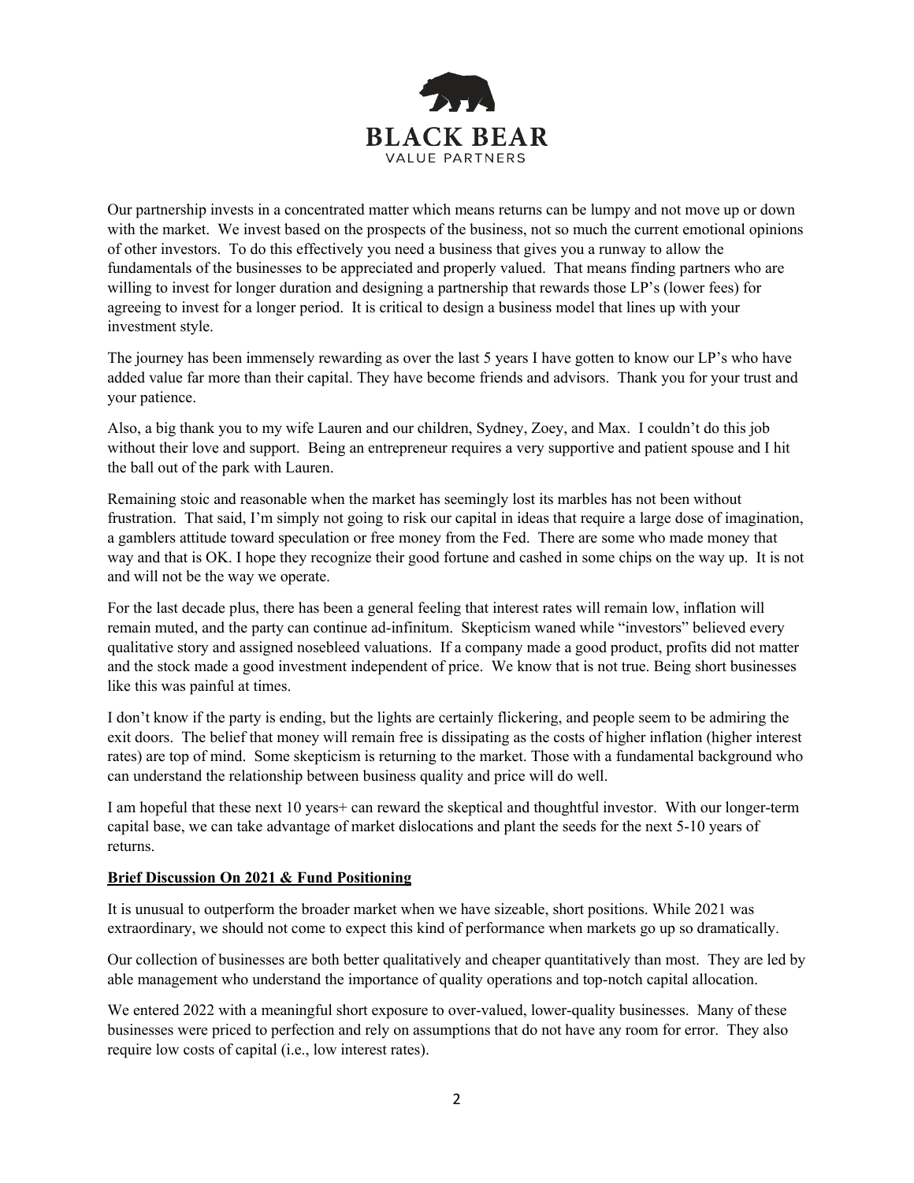Our partnership invests in a concentrated matter which means returns can be lumpy and not move up or down with the market. We invest based on the prospects of the business, not so much the current emotional opinions of other investors. To do this effectively you need a business that gives you a runway to allow the fundamentals of the businesses to be appreciated and properly valued. That means finding partners who are willing to invest for longer duration and designing a partnership that rewards those LP's (lower fees) for agreeing to invest for a longer period. It is critical to design a business model that lines up with your investment style.

The journey has been immensely rewarding as over the last 5 years I have gotten to know our LP's who have added value far more than their capital. They have become friends and advisors. Thank you for your trust and your patience.

Also, a big thank you to my wife Lauren and our children, Sydney, Zoey, and Max. I couldn't do this job without their love and support. Being an entrepreneur requires a very supportive and patient spouse and I hit the ball out of the park with Lauren.

Remaining stoic and reasonable when the market has seemingly lost its marbles has not been without frustration. That said, I'm simply not going to risk our capital in ideas that require a large dose of imagination, a gamblers attitude toward speculation or free money from the Fed. There are some who made money that way and that is OK. I hope they recognize their good fortune and cashed in some chips on the way up. It is not and will not be the way we operate.

For the last decade plus, there has been a general feeling that interest rates will remain low, inflation will remain muted, and the party can continue ad-infinitum. Skepticism waned while "investors" believed every qualitative story and assigned nosebleed valuations. If a company made a good product, profits did not matter and the stock made a good investment independent of price. We know that is not true. Being short businesses like this was painful at times.

I don't know if the party is ending, but the lights are certainly flickering, and people seem to be admiring the exit doors. The belief that money will remain free is dissipating as the costs of higher inflation (higher interest rates) are top of mind. Some skepticism is returning to the market. Those with a fundamental background who can understand the relationship between business quality and price will do well.

I am hopeful that these next 10 years+ can reward the skeptical and thoughtful investor. With our longer-term capital base, we can take advantage of market dislocations and plant the seeds for the next 5-10 years of returns.

**Brief Discussion On 2021 & Fund Positioning**

It is unusual to outperform the broader market when we have sizeable, short positions. While 2021 was extraordinary, we should not come to expect this kind of performance when markets go up so dramatically.

Our collection of businesses are both better qualitatively and cheaper quantitatively than most. They are led by able management who understand the importance of quality operations and top-notch capital allocation.

We entered 2022 with a meaningful short exposure to over-valued, lower-quality businesses. Many of these businesses were priced to perfection and rely on assumptions that do not have any room for error. They also require low costs of capital (i.e., low interest rates).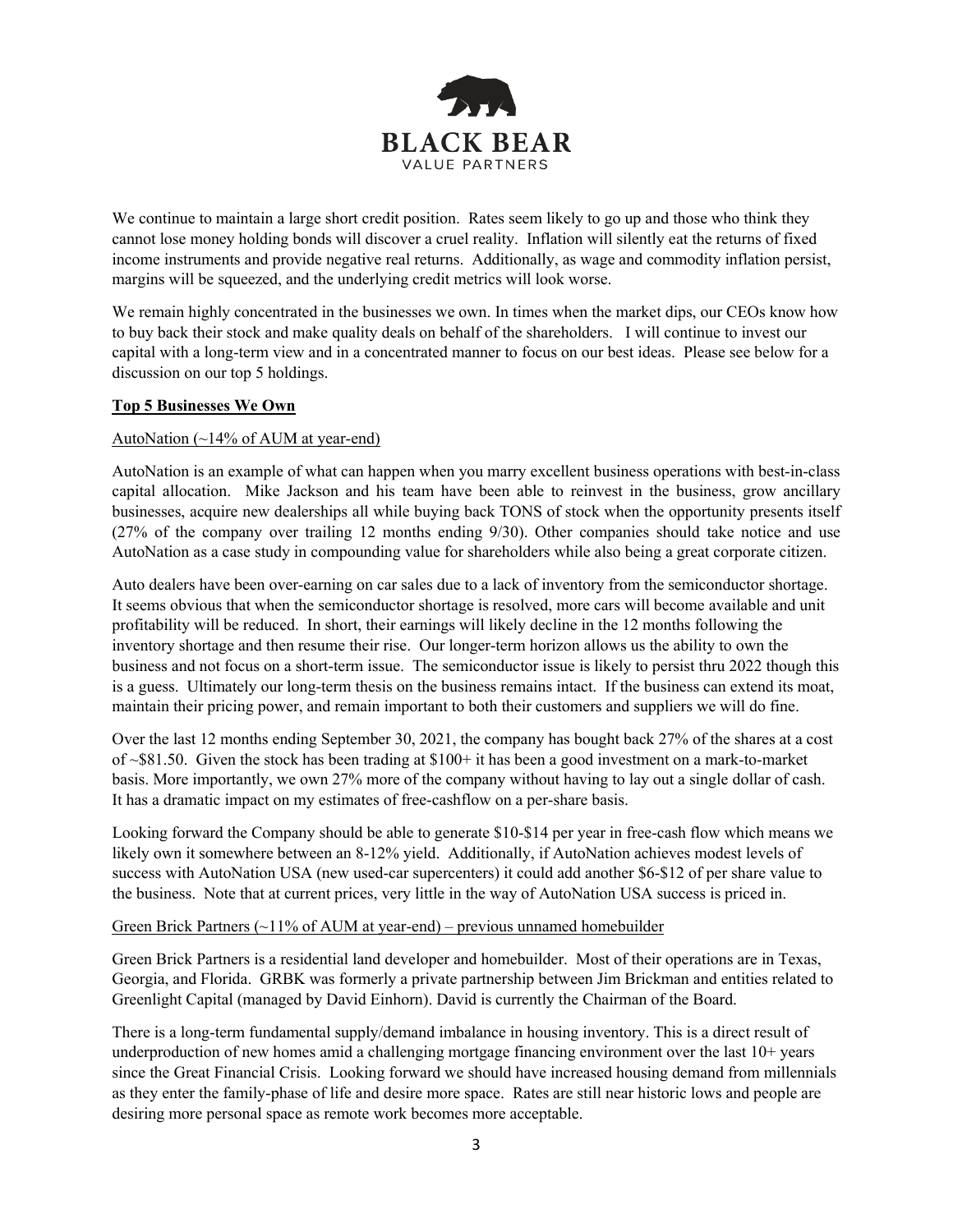We continue to maintain a large short credit position. Rates seem likely to go up and those who think they cannot lose money holding bonds will discover a cruel reality. Inflation will silently eat the returns of fixed income instruments and provide negative real returns. Additionally, as wage and commodity inflation persist, margins will be squeezed, and the underlying credit metrics will look worse.

We remain highly concentrated in the businesses we own. In times when the market dips, our CEOs know how to buy back their stock and make quality deals on behalf of the shareholders. I will continue to invest our capital with a long-term view and in a concentrated manner to focus on our best ideas. Please see below for a discussion on our top 5 holdings.

## Top 5 Businesses We Own

### AutoNation (~14% of AUM at year-end)

AutoNation is an example of what can happen when you marry excellent business operations with best-in-class capital allocation. Mike Jackson and his team have been able to reinvest in the business, grow ancillary businesses, acquire new dealerships all while buying back TONS of stock when the opportunity presents itself (27% of the company over trailing 12 months ending 9/30). Other companies should take notice and use AutoNation as a case study in compounding value for shareholders while also being a great corporate citizen.

Auto dealers have been over-earning on car sales due to a lack of inventory from the semiconductor shortage. It seems obvious that when the semiconductor shortage is resolved, more cars will become available and unit profitability will be reduced. In short, their earnings will likely decline in the 12 months following the inventory shortage and then resume their rise. Our longer-term horizon allows us the ability to own the business and not focus on a short-term issue. The semiconductor issue is likely to persist thru 2022 though this is a guess. Ultimately our long-term thesis on the business remains intact. If the business can extend its moat, maintain their pricing power, and remain important to both their customers and suppliers we will do fine.

Over the last 12 months ending September 30, 2021, the company has bought back 27% of the shares at a cost of ~$81.50. Given the stock has been trading at $100+ it has been a good investment on a mark-to-market basis. More importantly, we own 27% more of the company without having to lay out a single dollar of cash. It has a dramatic impact on my estimates of free-cashflow on a per-share basis.

Looking forward the Company should be able to generate $10-$14 per year in free-cash flow which means we likely own it somewhere between an 8-12% yield. Additionally, if AutoNation achieves modest levels of success with AutoNation USA (new used-car supercenters) it could add another $6-$12 of per share value to the business. Note that at current prices, very little in the way of AutoNation USA success is priced in.

### Green Brick Partners (~11% of AUM at year-end) – previous unnamed homebuilder

Green Brick Partners is a residential land developer and homebuilder. Most of their operations are in Texas, Georgia, and Florida. GRBK was formerly a private partnership between Jim Brickman and entities related to Greenlight Capital (managed by David Einhorn). David is currently the Chairman of the Board.

There is a long-term fundamental supply/demand imbalance in housing inventory. This is a direct result of underproduction of new homes amid a challenging mortgage financing environment over the last 10+ years since the Great Financial Crisis. Looking forward we should have increased housing demand from millennials as they enter the family-phase of life and desire more space. Rates are still near historic lows and people are desiring more personal space as remote work becomes more acceptable.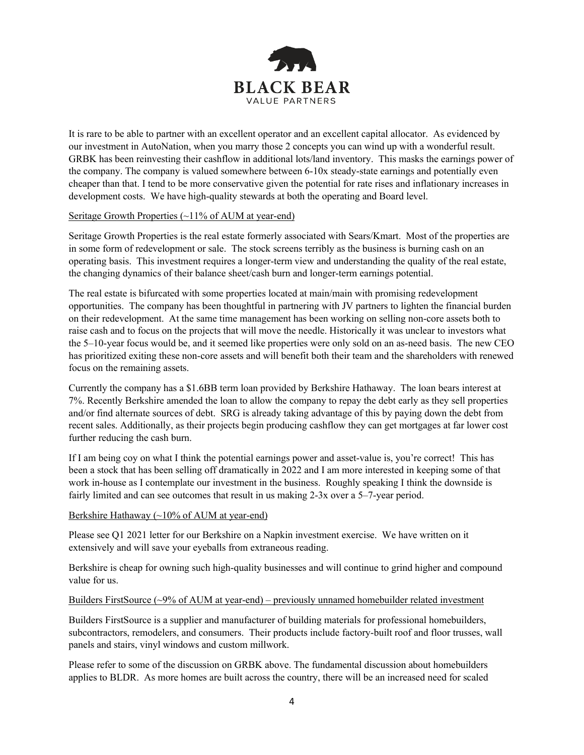It is rare to be able to partner with an excellent operator and an excellent capital allocator. As evidenced by our investment in AutoNation, when you marry those 2 concepts you can wind up with a wonderful result. GRBK has been reinvesting their cashflow in additional lots/land inventory. This masks the earnings power of the company. The company is valued somewhere between 6-10x steady-state earnings and potentially even cheaper than that. I tend to be more conservative given the potential for rate rises and inflationary increases in development costs. We have high-quality stewards at both the operating and Board level.

<u>Seritage Growth Properties (~11% of AUM at year-end)</u>

Seritage Growth Properties is the real estate formerly associated with Sears/Kmart. Most of the properties are in some form of redevelopment or sale. The stock screens terribly as the business is burning cash on an operating basis. This investment requires a longer-term view and understanding the quality of the real estate, the changing dynamics of their balance sheet/cash burn and longer-term earnings potential.

The real estate is bifurcated with some properties located at main/main with promising redevelopment opportunities. The company has been thoughtful in partnering with JV partners to lighten the financial burden on their redevelopment. At the same time management has been working on selling non-core assets both to raise cash and to focus on the projects that will move the needle. Historically it was unclear to investors what the 5–10-year focus would be, and it seemed like properties were only sold on an as-need basis. The new CEO has prioritized exiting these non-core assets and will benefit both their team and the shareholders with renewed focus on the remaining assets.

Currently the company has a $1.6BB term loan provided by Berkshire Hathaway. The loan bears interest at 7%. Recently Berkshire amended the loan to allow the company to repay the debt early as they sell properties and/or find alternate sources of debt. SRG is already taking advantage of this by paying down the debt from recent sales. Additionally, as their projects begin producing cashflow they can get mortgages at far lower cost further reducing the cash burn.

If I am being coy on what I think the potential earnings power and asset-value is, you're correct! This has been a stock that has been selling off dramatically in 2022 and I am more interested in keeping some of that work in-house as I contemplate our investment in the business. Roughly speaking I think the downside is fairly limited and can see outcomes that result in us making 2-3x over a 5–7-year period.

<u>Berkshire Hathaway (~10% of AUM at year-end)</u>

Please see Q1 2021 letter for our Berkshire on a Napkin investment exercise. We have written on it extensively and will save your eyeballs from extraneous reading.

Berkshire is cheap for owning such high-quality businesses and will continue to grind higher and compound value for us.

<u>Builders FirstSource (~9% of AUM at year-end) – previously unnamed homebuilder related investment</u>

Builders FirstSource is a supplier and manufacturer of building materials for professional homebuilders, subcontractors, remodelers, and consumers. Their products include factory-built roof and floor trusses, wall panels and stairs, vinyl windows and custom millwork.

Please refer to some of the discussion on GRBK above. The fundamental discussion about homebuilders applies to BLDR. As more homes are built across the country, there will be an increased need for scaled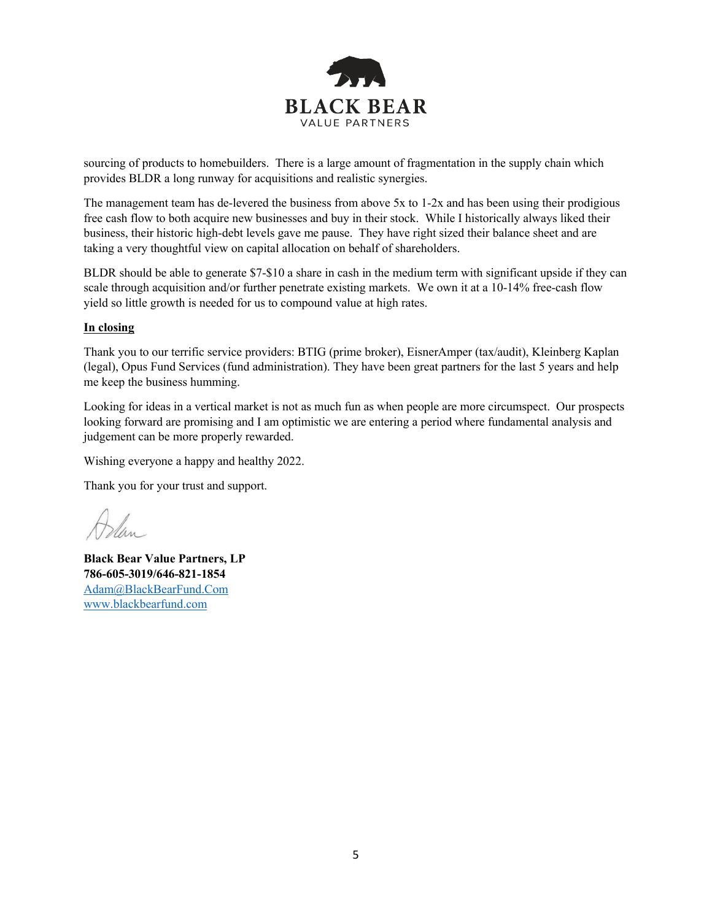sourcing of products to homebuilders. There is a large amount of fragmentation in the supply chain which provides BLDR a long runway for acquisitions and realistic synergies.

The management team has de-levered the business from above 5x to 1-2x and has been using their prodigious free cash flow to both acquire new businesses and buy in their stock. While I historically always liked their business, their historic high-debt levels gave me pause. They have right sized their balance sheet and are taking a very thoughtful view on capital allocation on behalf of shareholders.

BLDR should be able to generate $7-$10 a share in cash in the medium term with significant upside if they can scale through acquisition and/or further penetrate existing markets. We own it at a 10-14% free-cash flow yield so little growth is needed for us to compound value at high rates.

**In closing**

Thank you to our terrific service providers: BTIG (prime broker), EisnerAmper (tax/audit), Kleinberg Kaplan (legal), Opus Fund Services (fund administration). They have been great partners for the last 5 years and help me keep the business humming.

Looking for ideas in a vertical market is not as much fun as when people are more circumspect. Our prospects looking forward are promising and I am optimistic we are entering a period where fundamental analysis and judgement can be more properly rewarded.

Wishing everyone a happy and healthy 2022.

Thank you for your trust and support.

Adam

**Black Bear Value Partners, LP**
**786-605-3019/646-821-1854**
Adam@BlackBearFund.Com
www.blackbearfund.com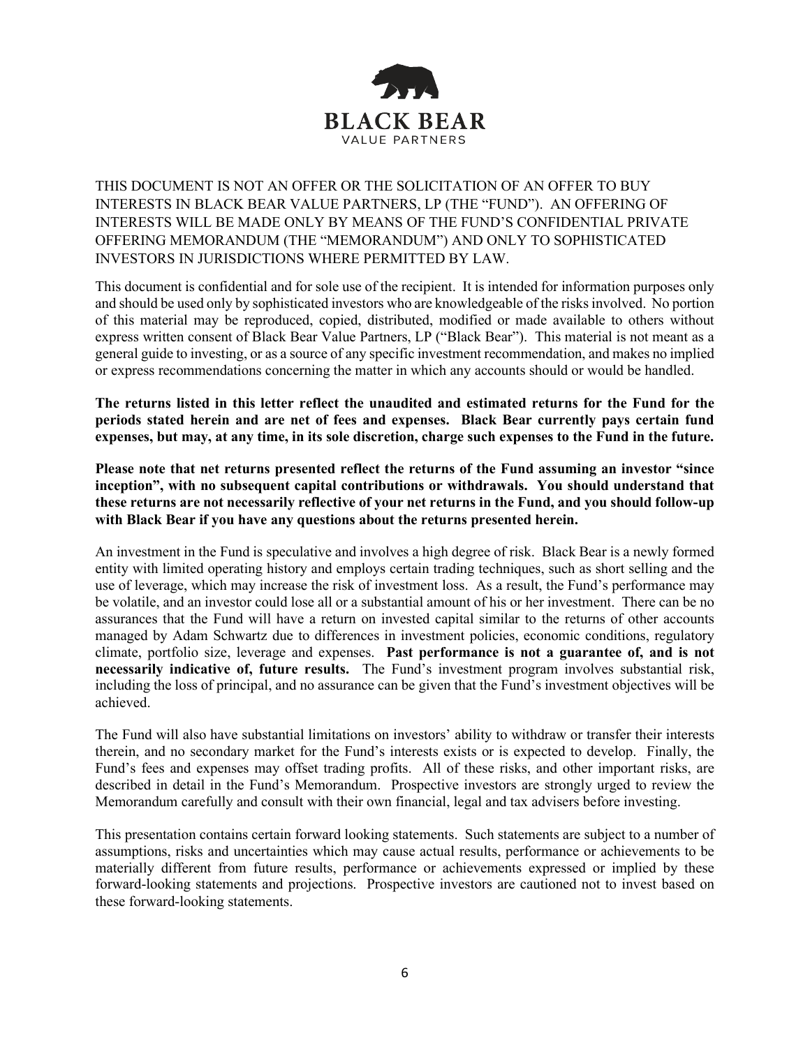BLACK BEAR

VALUE PARTNERS

THIS DOCUMENT IS NOT AN OFFER OR THE SOLICITATION OF AN OFFER TO BUY INTERESTS IN BLACK BEAR VALUE PARTNERS, LP (THE "FUND"). AN OFFERING OF INTERESTS WILL BE MADE ONLY BY MEANS OF THE FUND'S CONFIDENTIAL PRIVATE OFFERING MEMORANDUM (THE "MEMORANDUM") AND ONLY TO SOPHISTICATED INVESTORS IN JURISDICTIONS WHERE PERMITTED BY LAW.

This document is confidential and for sole use of the recipient. It is intended for information purposes only and should be used only by sophisticated investors who are knowledgeable of the risks involved. No portion of this material may be reproduced, copied, distributed, modified or made available to others without express written consent of Black Bear Value Partners, LP ("Black Bear"). This material is not meant as a general guide to investing, or as a source of any specific investment recommendation, and makes no implied or express recommendations concerning the matter in which any accounts should or would be handled.

**The returns listed in this letter reflect the unaudited and estimated returns for the Fund for the periods stated herein and are net of fees and expenses. Black Bear currently pays certain fund expenses, but may, at any time, in its sole discretion, charge such expenses to the Fund in the future.**

**Please note that net returns presented reflect the returns of the Fund assuming an investor "since inception", with no subsequent capital contributions or withdrawals. You should understand that these returns are not necessarily reflective of your net returns in the Fund, and you should follow-up with Black Bear if you have any questions about the returns presented herein.**

An investment in the Fund is speculative and involves a high degree of risk. Black Bear is a newly formed entity with limited operating history and employs certain trading techniques, such as short selling and the use of leverage, which may increase the risk of investment loss. As a result, the Fund's performance may be volatile, and an investor could lose all or a substantial amount of his or her investment. There can be no assurances that the Fund will have a return on invested capital similar to the returns of other accounts managed by Adam Schwartz due to differences in investment policies, economic conditions, regulatory climate, portfolio size, leverage and expenses. **Past performance is not a guarantee of, and is not necessarily indicative of, future results.** The Fund's investment program involves substantial risk, including the loss of principal, and no assurance can be given that the Fund's investment objectives will be achieved.

The Fund will also have substantial limitations on investors' ability to withdraw or transfer their interests therein, and no secondary market for the Fund's interests exists or is expected to develop. Finally, the Fund's fees and expenses may offset trading profits. All of these risks, and other important risks, are described in detail in the Fund's Memorandum. Prospective investors are strongly urged to review the Memorandum carefully and consult with their own financial, legal and tax advisers before investing.

This presentation contains certain forward looking statements. Such statements are subject to a number of assumptions, risks and uncertainties which may cause actual results, performance or achievements to be materially different from future results, performance or achievements expressed or implied by these forward-looking statements and projections. Prospective investors are cautioned not to invest based on these forward-looking statements.